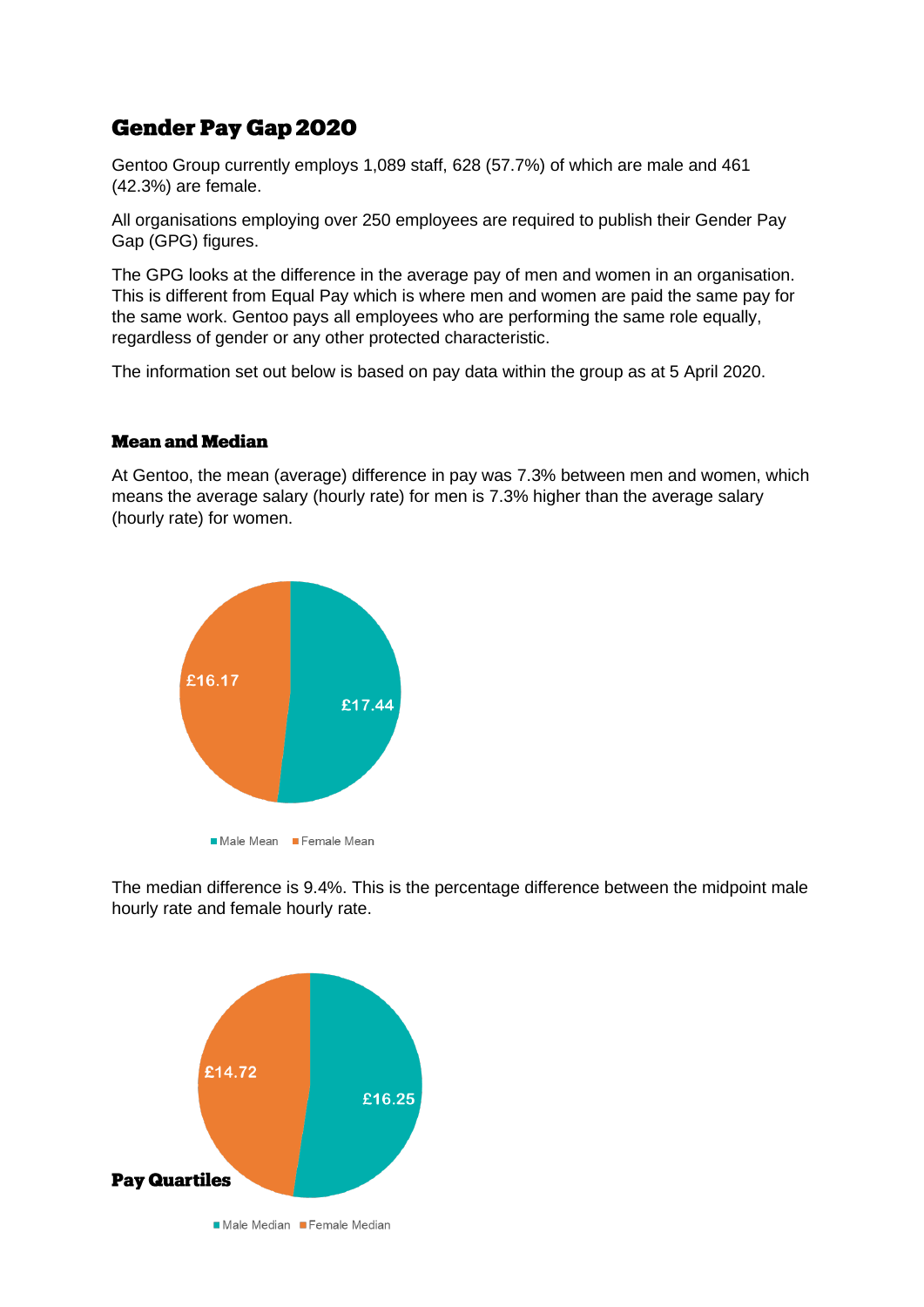# Gender Pay Gap 2020

Gentoo Group currently employs 1,089 staff, 628 (57.7%) of which are male and 461 (42.3%) are female.

All organisations employing over 250 employees are required to publish their Gender Pay Gap (GPG) figures.

The GPG looks at the difference in the average pay of men and women in an organisation. This is different from Equal Pay which is where men and women are paid the same pay for the same work. Gentoo pays all employees who are performing the same role equally, regardless of gender or any other protected characteristic.

The information set out below is based on pay data within the group as at 5 April 2020.

## Mean and Median

At Gentoo, the mean (average) difference in pay was 7.3% between men and women, which means the average salary (hourly rate) for men is 7.3% higher than the average salary (hourly rate) for women.

£16.17

£17.44

Male Mean   Female Mean

The median difference is 9.4%. This is the percentage difference between the midpoint male hourly rate and female hourly rate.

£14.72

£16.25

Male Median   Female Median

## Pay Quartiles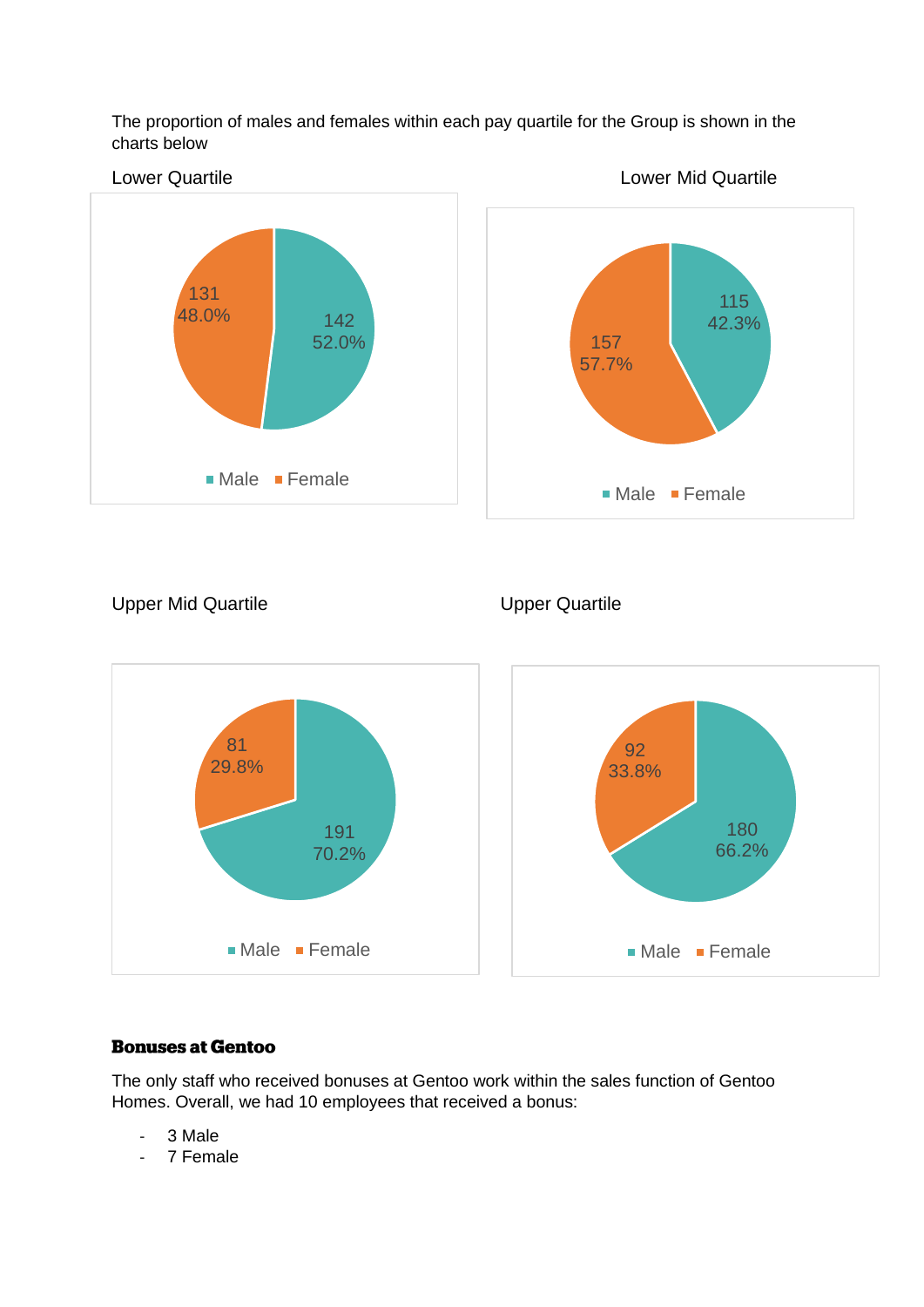The proportion of males and females within each pay quartile for the Group is shown in the charts below

Lower Quartile

| | Count | Percentage |
|---|---|---|
| Male | 142 | 52.0% |
| Female | 131 | 48.0% |

Lower Mid Quartile

| | Count | Percentage |
|---|---|---|
| Male | 115 | 42.3% |
| Female | 157 | 57.7% |

Upper Mid Quartile

| | Count | Percentage |
|---|---|---|
| Male | 191 | 70.2% |
| Female | 81 | 29.8% |

Upper Quartile

| | Count | Percentage |
|---|---|---|
| Male | 180 | 66.2% |
| Female | 92 | 33.8% |

**Bonuses at Gentoo**

The only staff who received bonuses at Gentoo work within the sales function of Gentoo Homes. Overall, we had 10 employees that received a bonus:

- 3 Male
- 7 Female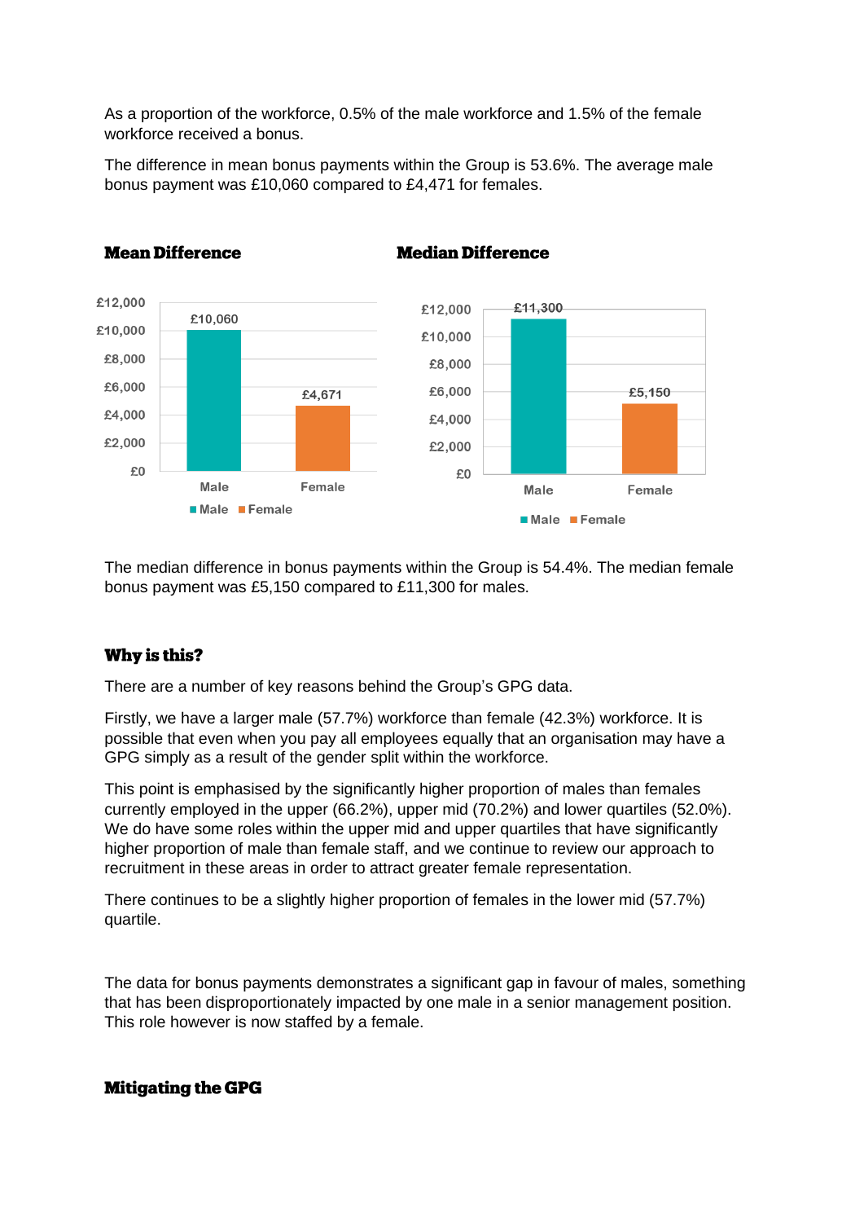As a proportion of the workforce, 0.5% of the male workforce and 1.5% of the female workforce received a bonus.

The difference in mean bonus payments within the Group is 53.6%. The average male bonus payment was £10,060 compared to £4,471 for females.

**Mean Difference**

| | Value |
|---|---|
| Male | £10,060 |
| Female | £4,671 |

**Median Difference**

| | Value |
|---|---|
| Male | £11,300 |
| Female | £5,150 |

The median difference in bonus payments within the Group is 54.4%. The median female bonus payment was £5,150 compared to £11,300 for males.

## Why is this?

There are a number of key reasons behind the Group's GPG data.

Firstly, we have a larger male (57.7%) workforce than female (42.3%) workforce. It is possible that even when you pay all employees equally that an organisation may have a GPG simply as a result of the gender split within the workforce.

This point is emphasised by the significantly higher proportion of males than females currently employed in the upper (66.2%), upper mid (70.2%) and lower quartiles (52.0%). We do have some roles within the upper mid and upper quartiles that have significantly higher proportion of male than female staff, and we continue to review our approach to recruitment in these areas in order to attract greater female representation.

There continues to be a slightly higher proportion of females in the lower mid (57.7%) quartile.

The data for bonus payments demonstrates a significant gap in favour of males, something that has been disproportionately impacted by one male in a senior management position. This role however is now staffed by a female.

## Mitigating the GPG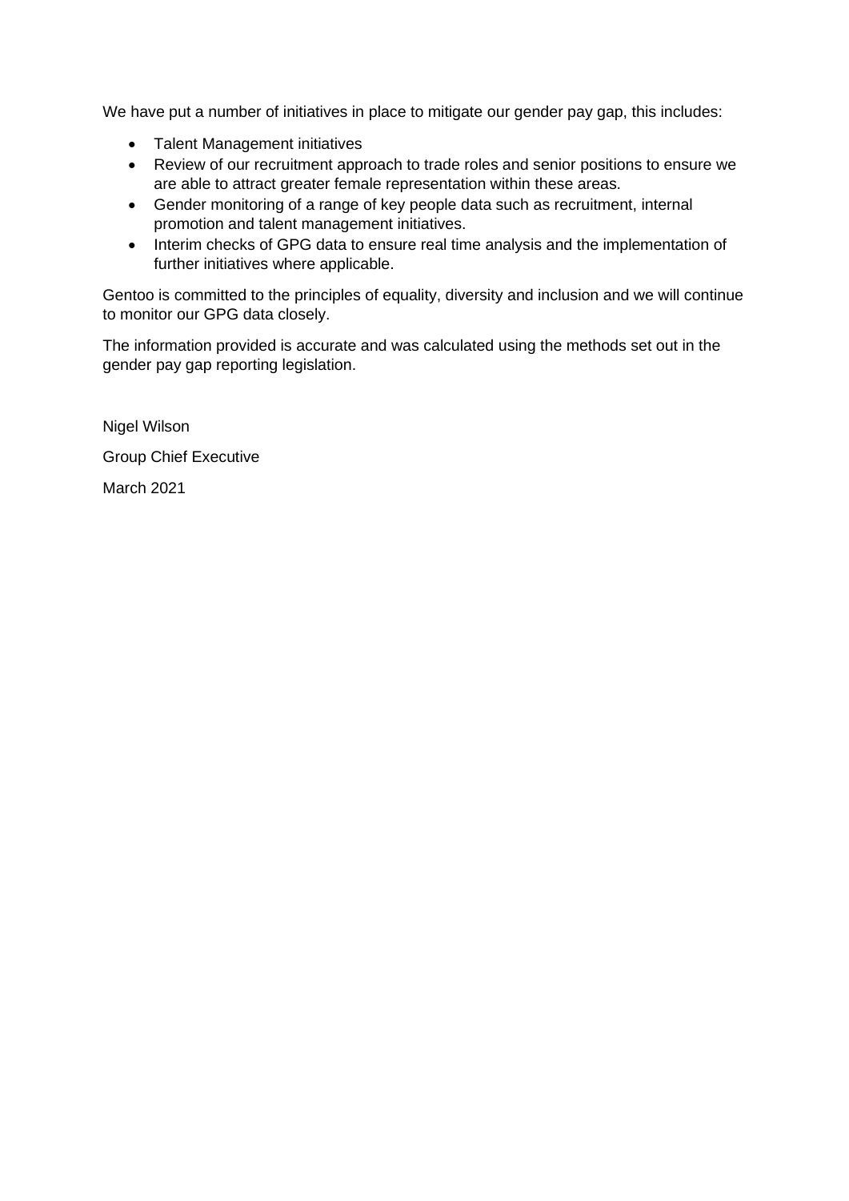We have put a number of initiatives in place to mitigate our gender pay gap, this includes:

- Talent Management initiatives
- Review of our recruitment approach to trade roles and senior positions to ensure we are able to attract greater female representation within these areas.
- Gender monitoring of a range of key people data such as recruitment, internal promotion and talent management initiatives.
- Interim checks of GPG data to ensure real time analysis and the implementation of further initiatives where applicable.

Gentoo is committed to the principles of equality, diversity and inclusion and we will continue to monitor our GPG data closely.

The information provided is accurate and was calculated using the methods set out in the gender pay gap reporting legislation.

Nigel Wilson

Group Chief Executive

March 2021